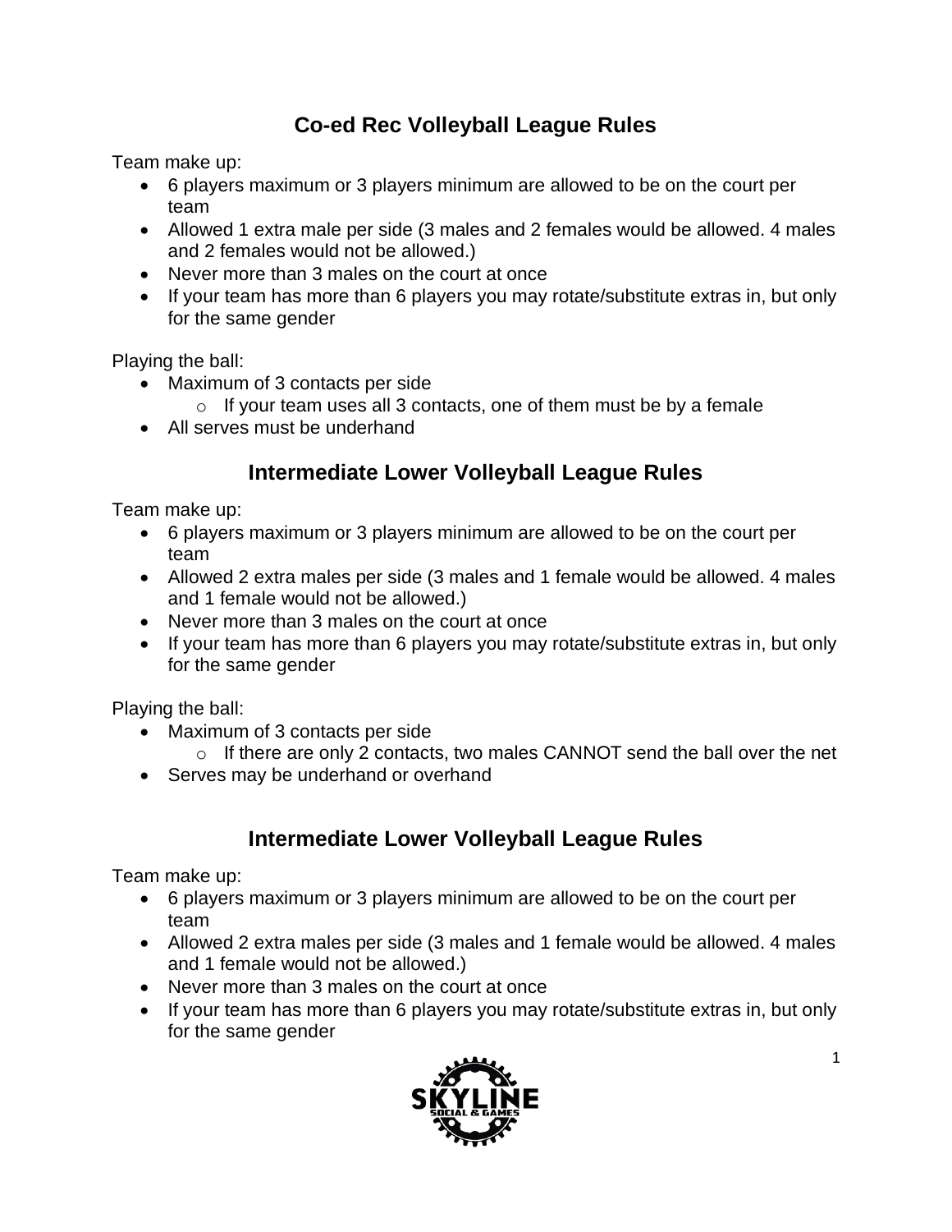## Co-ed Rec Volleyball League Rules

Team make up:

- 6 players maximum or 3 players minimum are allowed to be on the court per team
- Allowed 1 extra male per side (3 males and 2 females would be allowed. 4 males and 2 females would not be allowed.)
- Never more than 3 males on the court at once
- If your team has more than 6 players you may rotate/substitute extras in, but only for the same gender

Playing the ball:

- Maximum of 3 contacts per side
  - If your team uses all 3 contacts, one of them must be by a female
- All serves must be underhand

## Intermediate Lower Volleyball League Rules

Team make up:

- 6 players maximum or 3 players minimum are allowed to be on the court per team
- Allowed 2 extra males per side (3 males and 1 female would be allowed. 4 males and 1 female would not be allowed.)
- Never more than 3 males on the court at once
- If your team has more than 6 players you may rotate/substitute extras in, but only for the same gender

Playing the ball:

- Maximum of 3 contacts per side
  - If there are only 2 contacts, two males CANNOT send the ball over the net
- Serves may be underhand or overhand

## Intermediate Lower Volleyball League Rules

Team make up:

- 6 players maximum or 3 players minimum are allowed to be on the court per team
- Allowed 2 extra males per side (3 males and 1 female would be allowed. 4 males and 1 female would not be allowed.)
- Never more than 3 males on the court at once
- If your team has more than 6 players you may rotate/substitute extras in, but only for the same gender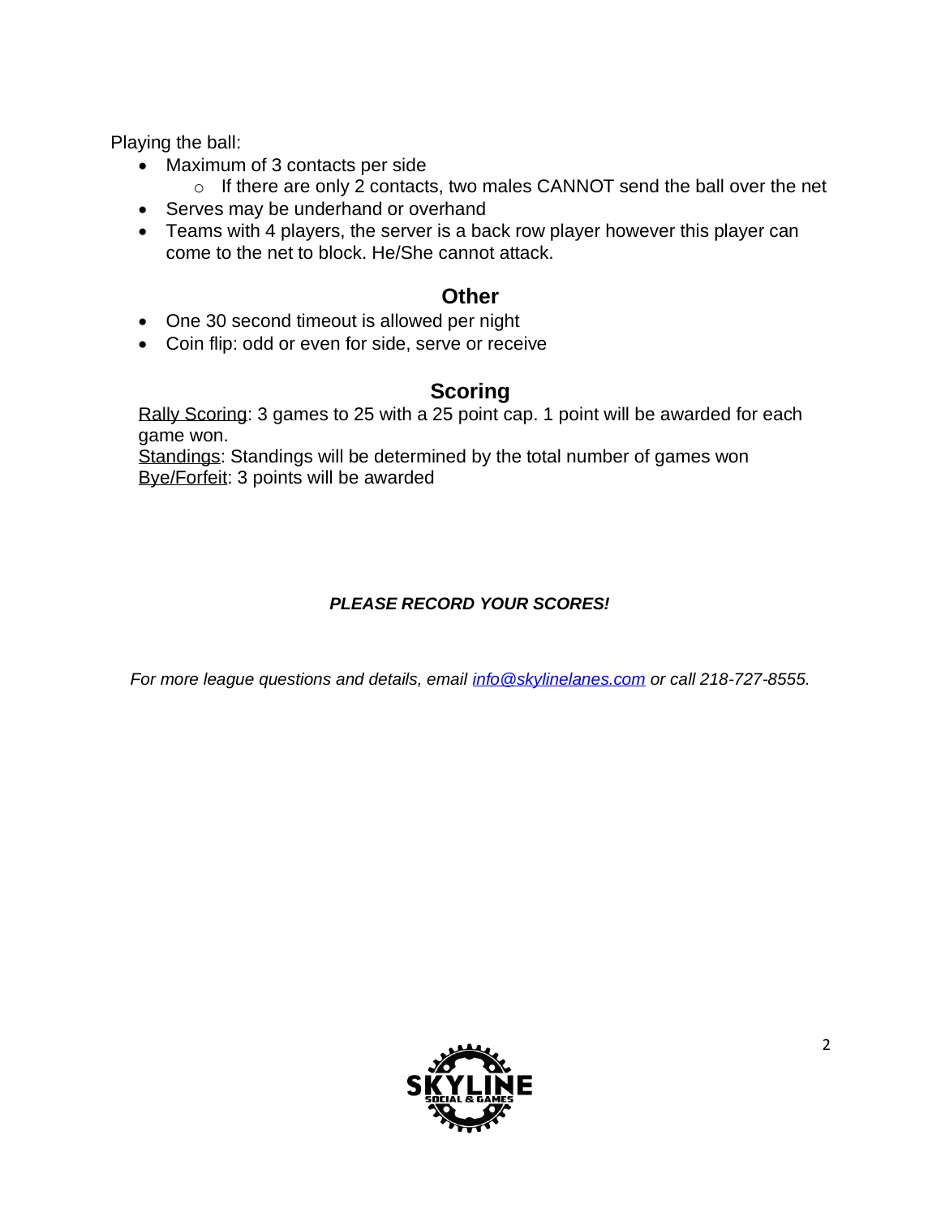Playing the ball:

- Maximum of 3 contacts per side
    - If there are only 2 contacts, two males CANNOT send the ball over the net
- Serves may be underhand or overhand
- Teams with 4 players, the server is a back row player however this player can come to the net to block. He/She cannot attack.

## Other

- One 30 second timeout is allowed per night
- Coin flip: odd or even for side, serve or receive

## Scoring

Rally Scoring: 3 games to 25 with a 25 point cap. 1 point will be awarded for each game won.
Standings: Standings will be determined by the total number of games won
Bye/Forfeit: 3 points will be awarded

***PLEASE RECORD YOUR SCORES!***

*For more league questions and details, email [info@skylinelanes.com](mailto:info@skylinelanes.com) or call 218-727-8555.*